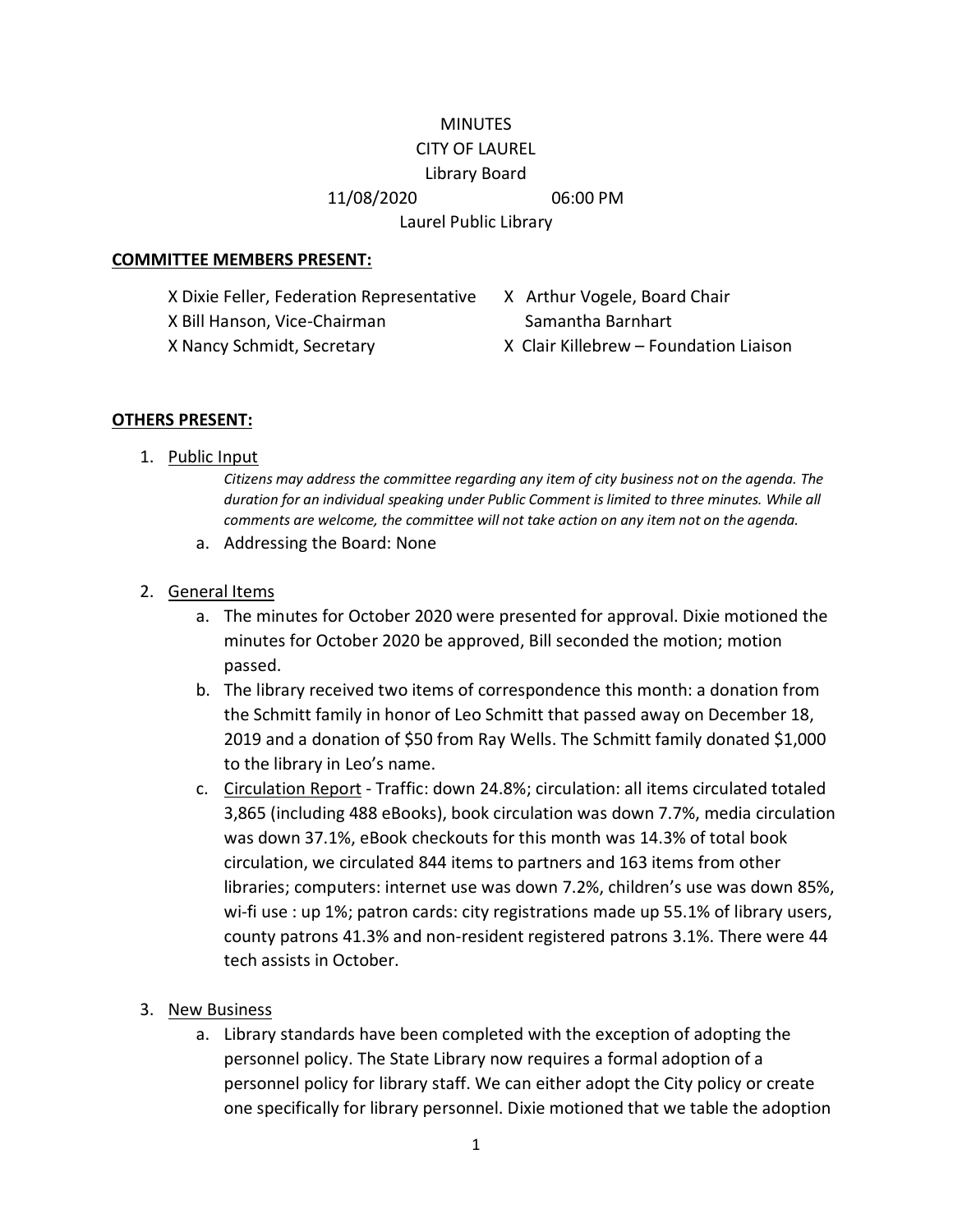MINUTES
CITY OF LAUREL
Library Board
11/08/2020 06:00 PM
Laurel Public Library

**COMMITTEE MEMBERS PRESENT:**

X Dixie Feller, Federation Representative
X Bill Hanson, Vice-Chairman
X Nancy Schmidt, Secretary
X Arthur Vogele, Board Chair
Samantha Barnhart
X Clair Killebrew – Foundation Liaison

**OTHERS PRESENT:**

1. Public Input
   *Citizens may address the committee regarding any item of city business not on the agenda. The duration for an individual speaking under Public Comment is limited to three minutes. While all comments are welcome, the committee will not take action on any item not on the agenda.*
   a. Addressing the Board: None

2. General Items
   a. The minutes for October 2020 were presented for approval. Dixie motioned the minutes for October 2020 be approved, Bill seconded the motion; motion passed.
   b. The library received two items of correspondence this month: a donation from the Schmitt family in honor of Leo Schmitt that passed away on December 18, 2019 and a donation of $50 from Ray Wells. The Schmitt family donated $1,000 to the library in Leo's name.
   c. Circulation Report - Traffic: down 24.8%; circulation: all items circulated totaled 3,865 (including 488 eBooks), book circulation was down 7.7%, media circulation was down 37.1%, eBook checkouts for this month was 14.3% of total book circulation, we circulated 844 items to partners and 163 items from other libraries; computers: internet use was down 7.2%, children's use was down 85%, wi-fi use : up 1%; patron cards: city registrations made up 55.1% of library users, county patrons 41.3% and non-resident registered patrons 3.1%. There were 44 tech assists in October.

3. New Business
   a. Library standards have been completed with the exception of adopting the personnel policy. The State Library now requires a formal adoption of a personnel policy for library staff. We can either adopt the City policy or create one specifically for library personnel. Dixie motioned that we table the adoption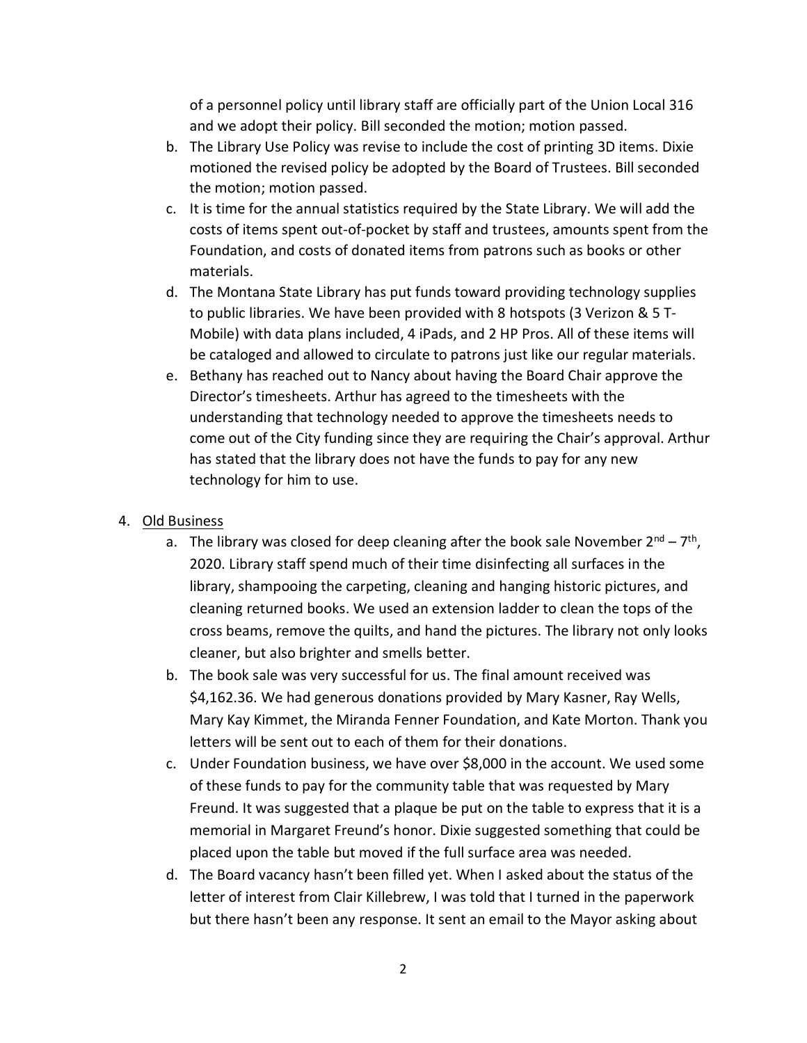of a personnel policy until library staff are officially part of the Union Local 316 and we adopt their policy. Bill seconded the motion; motion passed.

b. The Library Use Policy was revise to include the cost of printing 3D items. Dixie motioned the revised policy be adopted by the Board of Trustees. Bill seconded the motion; motion passed.
c. It is time for the annual statistics required by the State Library. We will add the costs of items spent out-of-pocket by staff and trustees, amounts spent from the Foundation, and costs of donated items from patrons such as books or other materials.
d. The Montana State Library has put funds toward providing technology supplies to public libraries. We have been provided with 8 hotspots (3 Verizon & 5 T-Mobile) with data plans included, 4 iPads, and 2 HP Pros. All of these items will be cataloged and allowed to circulate to patrons just like our regular materials.
e. Bethany has reached out to Nancy about having the Board Chair approve the Director's timesheets. Arthur has agreed to the timesheets with the understanding that technology needed to approve the timesheets needs to come out of the City funding since they are requiring the Chair's approval. Arthur has stated that the library does not have the funds to pay for any new technology for him to use.

4. <u>Old Business</u>
   a. The library was closed for deep cleaning after the book sale November 2nd – 7th, 2020. Library staff spend much of their time disinfecting all surfaces in the library, shampooing the carpeting, cleaning and hanging historic pictures, and cleaning returned books. We used an extension ladder to clean the tops of the cross beams, remove the quilts, and hand the pictures. The library not only looks cleaner, but also brighter and smells better.
   b. The book sale was very successful for us. The final amount received was $4,162.36. We had generous donations provided by Mary Kasner, Ray Wells, Mary Kay Kimmet, the Miranda Fenner Foundation, and Kate Morton. Thank you letters will be sent out to each of them for their donations.
   c. Under Foundation business, we have over $8,000 in the account. We used some of these funds to pay for the community table that was requested by Mary Freund. It was suggested that a plaque be put on the table to express that it is a memorial in Margaret Freund's honor. Dixie suggested something that could be placed upon the table but moved if the full surface area was needed.
   d. The Board vacancy hasn't been filled yet. When I asked about the status of the letter of interest from Clair Killebrew, I was told that I turned in the paperwork but there hasn't been any response. It sent an email to the Mayor asking about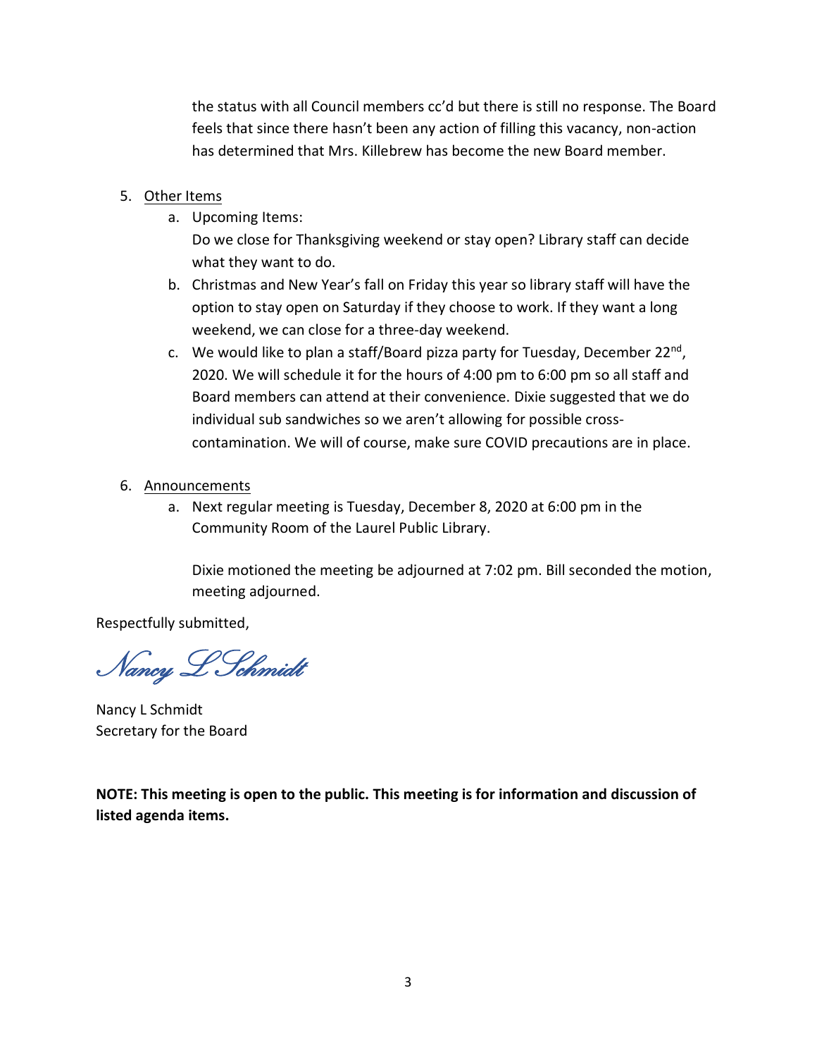the status with all Council members cc'd but there is still no response. The Board feels that since there hasn't been any action of filling this vacancy, non-action has determined that Mrs. Killebrew has become the new Board member.

5. Other Items
   a. Upcoming Items:
      Do we close for Thanksgiving weekend or stay open? Library staff can decide what they want to do.
   b. Christmas and New Year's fall on Friday this year so library staff will have the option to stay open on Saturday if they choose to work. If they want a long weekend, we can close for a three-day weekend.
   c. We would like to plan a staff/Board pizza party for Tuesday, December 22nd, 2020. We will schedule it for the hours of 4:00 pm to 6:00 pm so all staff and Board members can attend at their convenience. Dixie suggested that we do individual sub sandwiches so we aren't allowing for possible cross-contamination. We will of course, make sure COVID precautions are in place.

6. Announcements
   a. Next regular meeting is Tuesday, December 8, 2020 at 6:00 pm in the Community Room of the Laurel Public Library.

      Dixie motioned the meeting be adjourned at 7:02 pm. Bill seconded the motion, meeting adjourned.

Respectfully submitted,

*Nancy L Schmidt*

Nancy L Schmidt
Secretary for the Board

**NOTE: This meeting is open to the public. This meeting is for information and discussion of listed agenda items.**